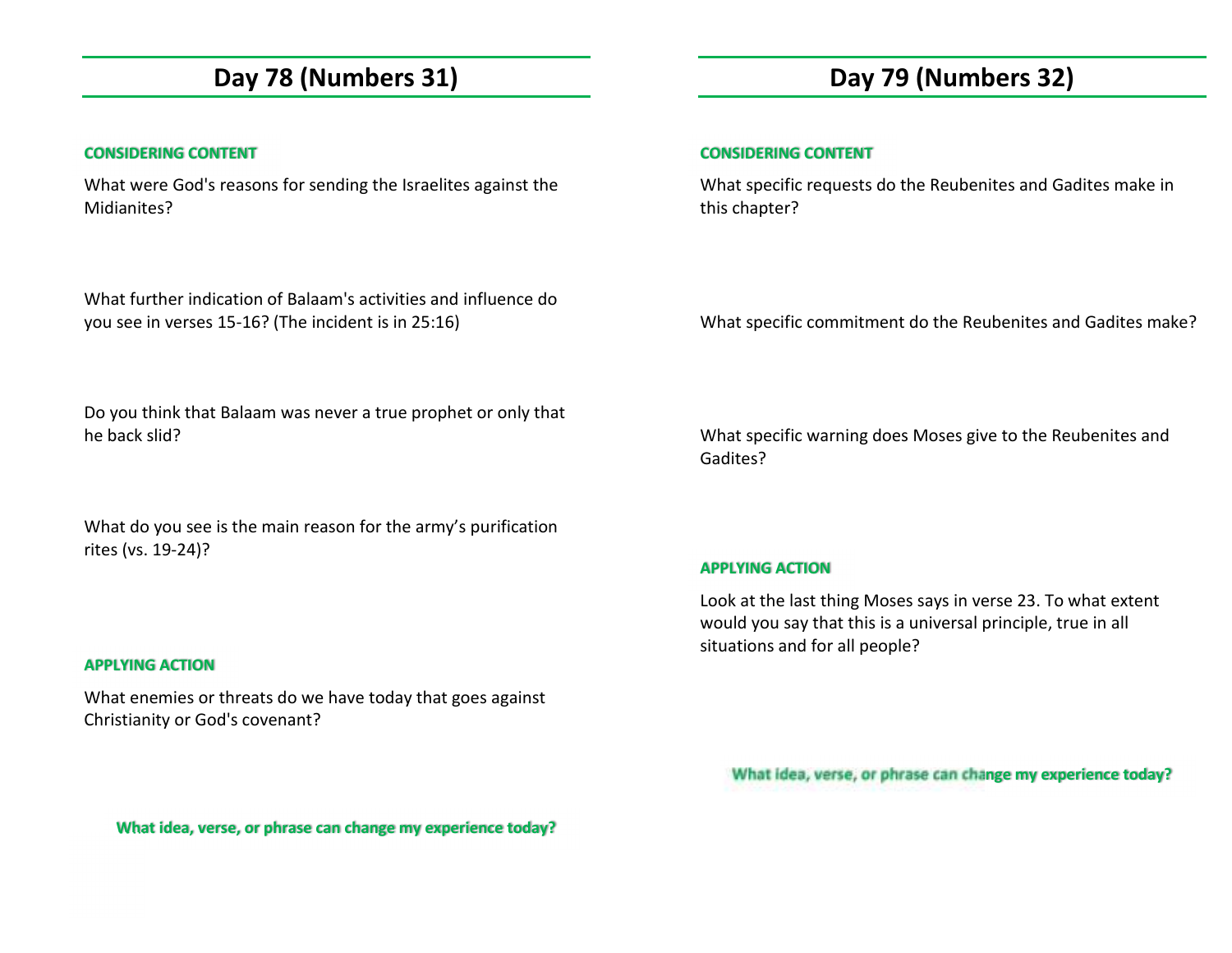## Day 78 (Numbers 31)

**CONSIDERING CONTENT**

What were God's reasons for sending the Israelites against the Midianites?

What further indication of Balaam's activities and influence do you see in verses 15-16? (The incident is in 25:16)

Do you think that Balaam was never a true prophet or only that he back slid?

What do you see is the main reason for the army's purification rites (vs. 19-24)?

**APPLYING ACTION**

What enemies or threats do we have today that goes against Christianity or God's covenant?

**What idea, verse, or phrase can change my experience today?**

## Day 79 (Numbers 32)

**CONSIDERING CONTENT**

What specific requests do the Reubenites and Gadites make in this chapter?

What specific commitment do the Reubenites and Gadites make?

What specific warning does Moses give to the Reubenites and Gadites?

**APPLYING ACTION**

Look at the last thing Moses says in verse 23. To what extent would you say that this is a universal principle, true in all situations and for all people?

**What idea, verse, or phrase can change my experience today?**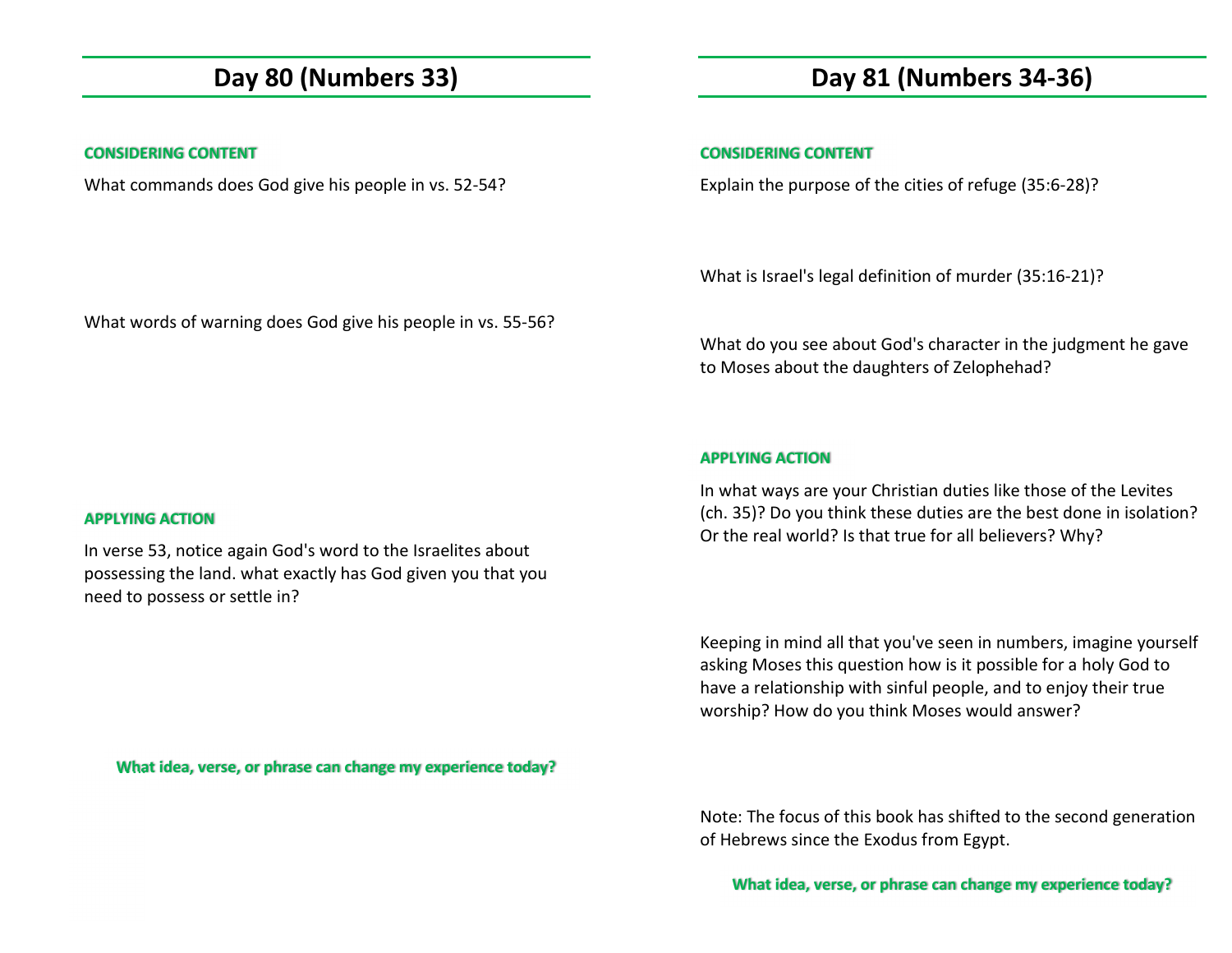## Day 80 (Numbers 33)

**CONSIDERING CONTENT**

What commands does God give his people in vs. 52-54?

What words of warning does God give his people in vs. 55-56?

**APPLYING ACTION**

In verse 53, notice again God's word to the Israelites about possessing the land. what exactly has God given you that you need to possess or settle in?

**What idea, verse, or phrase can change my experience today?**

## Day 81 (Numbers 34-36)

**CONSIDERING CONTENT**

Explain the purpose of the cities of refuge (35:6-28)?

What is Israel's legal definition of murder (35:16-21)?

What do you see about God's character in the judgment he gave to Moses about the daughters of Zelophehad?

**APPLYING ACTION**

In what ways are your Christian duties like those of the Levites (ch. 35)? Do you think these duties are the best done in isolation? Or the real world? Is that true for all believers? Why?

Keeping in mind all that you've seen in numbers, imagine yourself asking Moses this question how is it possible for a holy God to have a relationship with sinful people, and to enjoy their true worship? How do you think Moses would answer?

Note: The focus of this book has shifted to the second generation of Hebrews since the Exodus from Egypt.

**What idea, verse, or phrase can change my experience today?**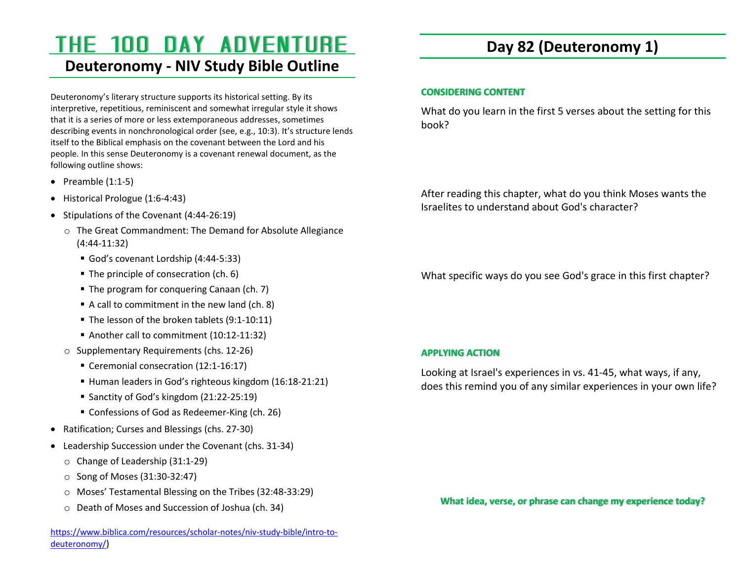# THE 100 DAY ADVENTURE

## Deuteronomy - NIV Study Bible Outline

Deuteronomy's literary structure supports its historical setting. By its interpretive, repetitious, reminiscent and somewhat irregular style it shows that it is a series of more or less extemporaneous addresses, sometimes describing events in nonchronological order (see, e.g., 10:3). It's structure lends itself to the Biblical emphasis on the covenant between the Lord and his people. In this sense Deuteronomy is a covenant renewal document, as the following outline shows:

- Preamble (1:1-5)
- Historical Prologue (1:6-4:43)
- Stipulations of the Covenant (4:44-26:19)
  - The Great Commandment: The Demand for Absolute Allegiance (4:44-11:32)
    - God's covenant Lordship (4:44-5:33)
    - The principle of consecration (ch. 6)
    - The program for conquering Canaan (ch. 7)
    - A call to commitment in the new land (ch. 8)
    - The lesson of the broken tablets (9:1-10:11)
    - Another call to commitment (10:12-11:32)
  - Supplementary Requirements (chs. 12-26)
    - Ceremonial consecration (12:1-16:17)
    - Human leaders in God's righteous kingdom (16:18-21:21)
    - Sanctity of God's kingdom (21:22-25:19)
    - Confessions of God as Redeemer-King (ch. 26)
- Ratification; Curses and Blessings (chs. 27-30)
- Leadership Succession under the Covenant (chs. 31-34)
  - Change of Leadership (31:1-29)
  - Song of Moses (31:30-32:47)
  - Moses' Testamental Blessing on the Tribes (32:48-33:29)
  - Death of Moses and Succession of Joshua (ch. 34)

https://www.biblica.com/resources/scholar-notes/niv-study-bible/intro-to-deuteronomy/)

## Day 82 (Deuteronomy 1)

### CONSIDERING CONTENT

What do you learn in the first 5 verses about the setting for this book?

After reading this chapter, what do you think Moses wants the Israelites to understand about God's character?

What specific ways do you see God's grace in this first chapter?

### APPLYING ACTION

Looking at Israel's experiences in vs. 41-45, what ways, if any, does this remind you of any similar experiences in your own life?

**What idea, verse, or phrase can change my experience today?**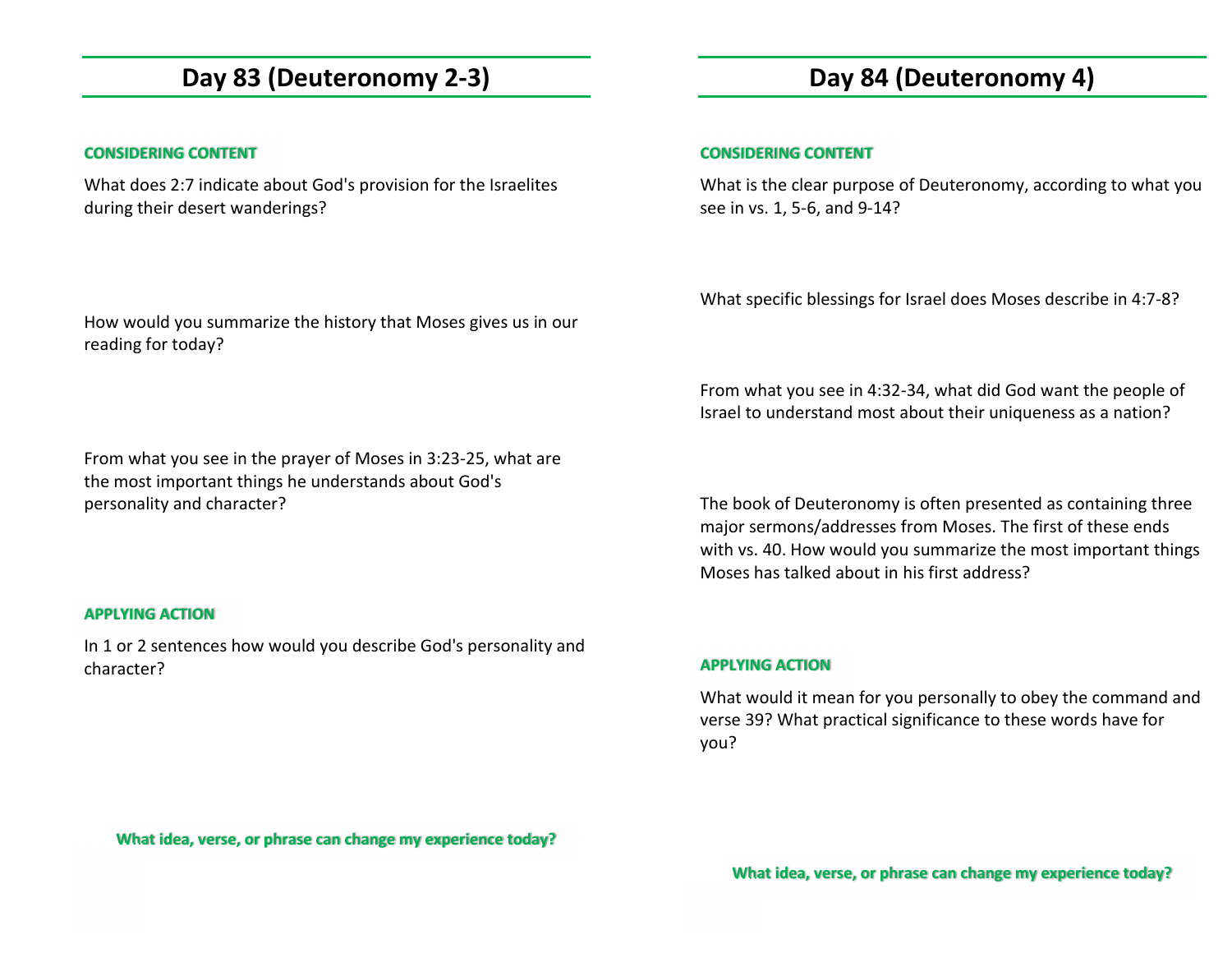# Day 83 (Deuteronomy 2-3)

**CONSIDERING CONTENT**

What does 2:7 indicate about God's provision for the Israelites during their desert wanderings?

How would you summarize the history that Moses gives us in our reading for today?

From what you see in the prayer of Moses in 3:23-25, what are the most important things he understands about God's personality and character?

**APPLYING ACTION**

In 1 or 2 sentences how would you describe God's personality and character?

**What idea, verse, or phrase can change my experience today?**

# Day 84 (Deuteronomy 4)

**CONSIDERING CONTENT**

What is the clear purpose of Deuteronomy, according to what you see in vs. 1, 5-6, and 9-14?

What specific blessings for Israel does Moses describe in 4:7-8?

From what you see in 4:32-34, what did God want the people of Israel to understand most about their uniqueness as a nation?

The book of Deuteronomy is often presented as containing three major sermons/addresses from Moses. The first of these ends with vs. 40. How would you summarize the most important things Moses has talked about in his first address?

**APPLYING ACTION**

What would it mean for you personally to obey the command and verse 39? What practical significance to these words have for you?

**What idea, verse, or phrase can change my experience today?**